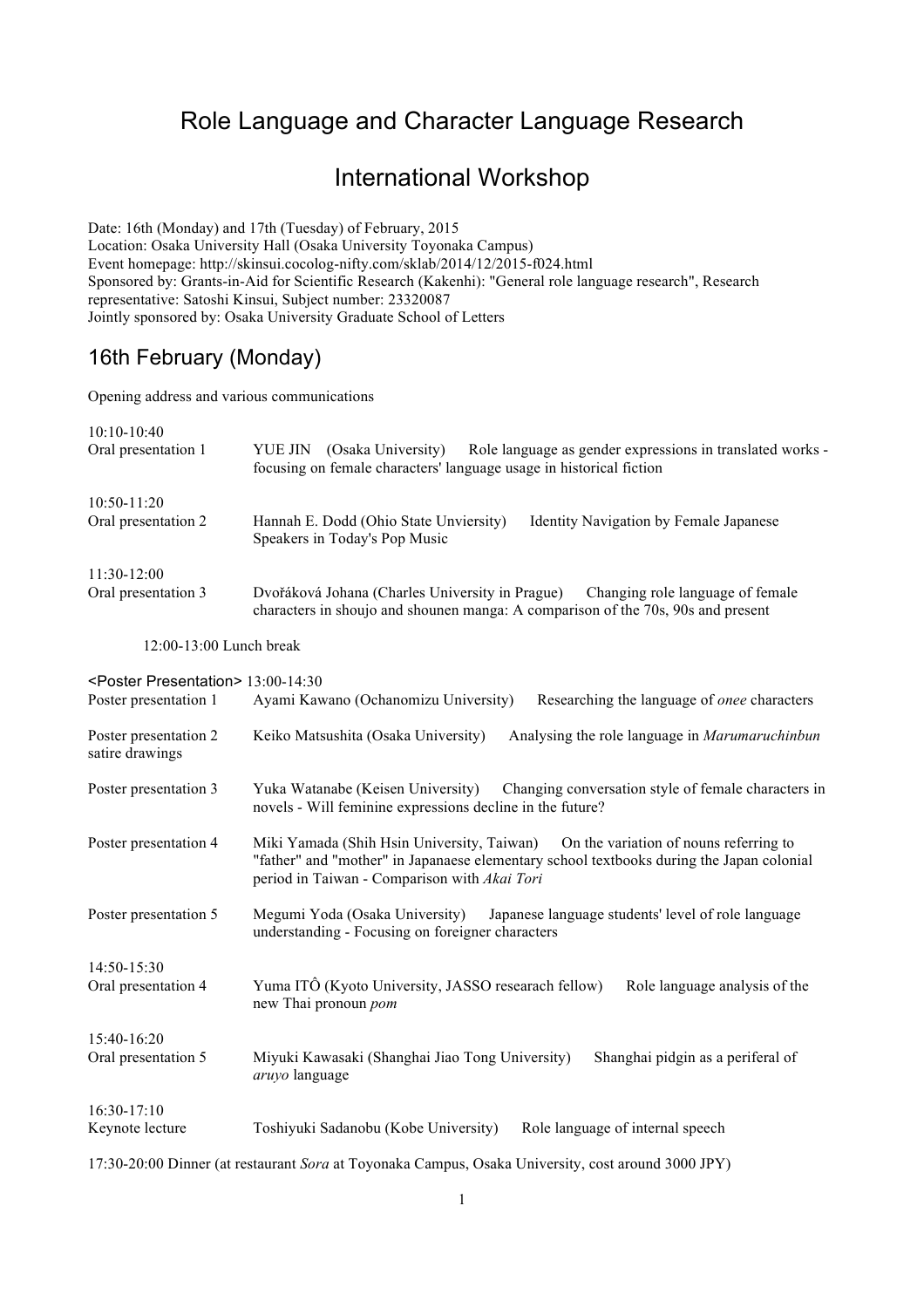# Role Language and Character Language Research

# International Workshop

Date: 16th (Monday) and 17th (Tuesday) of February, 2015
Location: Osaka University Hall (Osaka University Toyonaka Campus)
Event homepage: http://skinsui.cocolog-nifty.com/sklab/2014/12/2015-f024.html
Sponsored by: Grants-in-Aid for Scientific Research (Kakenhi): "General role language research", Research representative: Satoshi Kinsui, Subject number: 23320087
Jointly sponsored by: Osaka University Graduate School of Letters

## 16th February (Monday)

Opening address and various communications

10:10-10:40
Oral presentation 1 — YUE JIN (Osaka University) Role language as gender expressions in translated works - focusing on female characters' language usage in historical fiction

10:50-11:20
Oral presentation 2 — Hannah E. Dodd (Ohio State Unviersity) Identity Navigation by Female Japanese Speakers in Today's Pop Music

11:30-12:00
Oral presentation 3 — Dvořáková Johana (Charles University in Prague) Changing role language of female characters in shoujo and shounen manga: A comparison of the 70s, 90s and present

12:00-13:00 Lunch break

<Poster Presentation> 13:00-14:30

Poster presentation 1 — Ayami Kawano (Ochanomizu University) Researching the language of *onee* characters

Poster presentation 2 — Keiko Matsushita (Osaka University) Analysing the role language in *Marumaruchinbun* satire drawings

Poster presentation 3 — Yuka Watanabe (Keisen University) Changing conversation style of female characters in novels - Will feminine expressions decline in the future?

Poster presentation 4 — Miki Yamada (Shih Hsin University, Taiwan) On the variation of nouns referring to "father" and "mother" in Japanaese elementary school textbooks during the Japan colonial period in Taiwan - Comparison with *Akai Tori*

Poster presentation 5 — Megumi Yoda (Osaka University) Japanese language students' level of role language understanding - Focusing on foreigner characters

14:50-15:30
Oral presentation 4 — Yuma ITÔ (Kyoto University, JASSO researach fellow) Role language analysis of the new Thai pronoun *pom*

15:40-16:20
Oral presentation 5 — Miyuki Kawasaki (Shanghai Jiao Tong University) Shanghai pidgin as a periferal of *aruyo* language

16:30-17:10
Keynote lecture — Toshiyuki Sadanobu (Kobe University) Role language of internal speech

17:30-20:00 Dinner (at restaurant *Sora* at Toyonaka Campus, Osaka University, cost around 3000 JPY)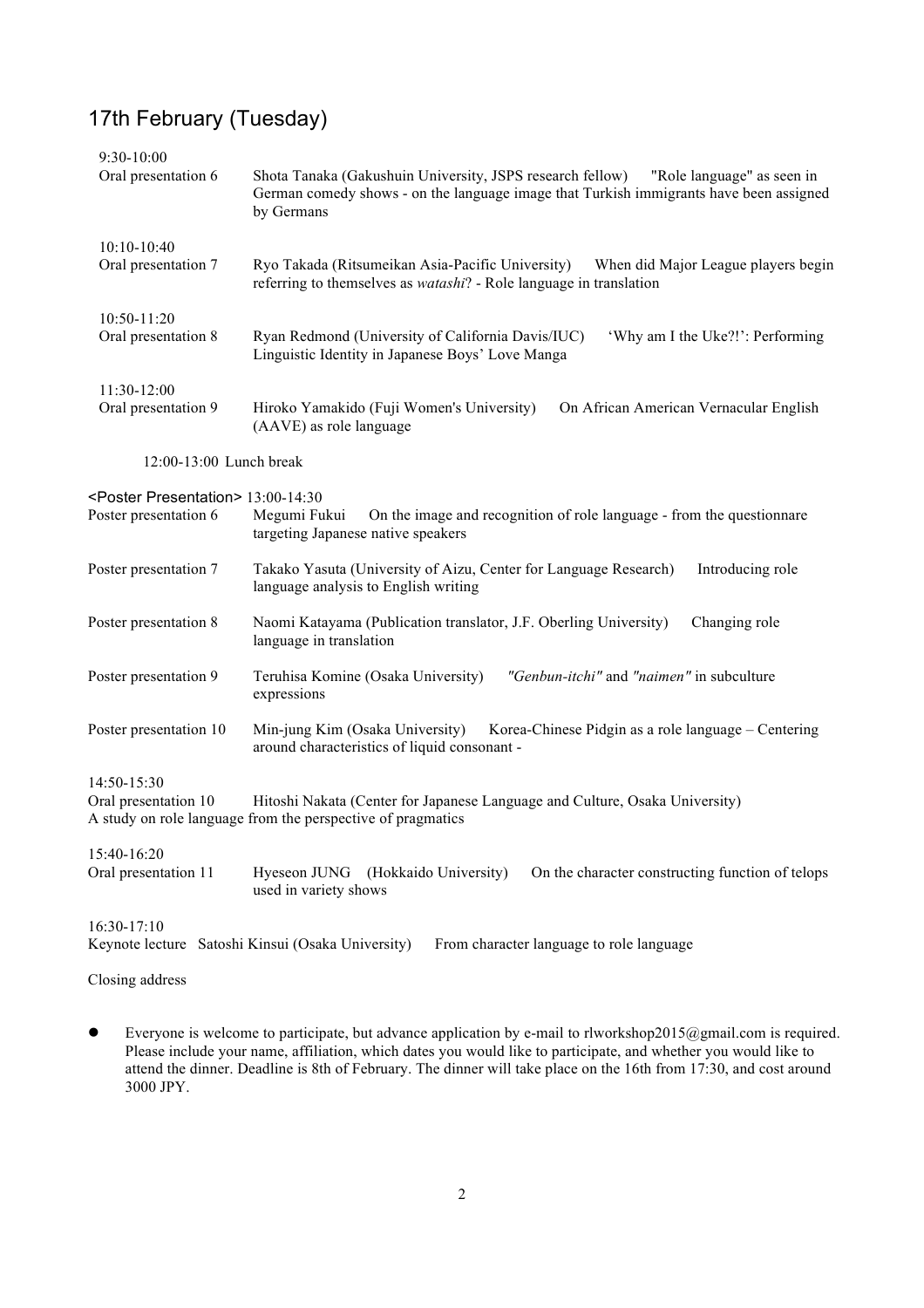## 17th February (Tuesday)

9:30-10:00
Oral presentation 6 — Shota Tanaka (Gakushuin University, JSPS research fellow) "Role language" as seen in German comedy shows - on the language image that Turkish immigrants have been assigned by Germans

10:10-10:40
Oral presentation 7 — Ryo Takada (Ritsumeikan Asia-Pacific University) When did Major League players begin referring to themselves as *watashi*? - Role language in translation

10:50-11:20
Oral presentation 8 — Ryan Redmond (University of California Davis/IUC) 'Why am I the Uke?!': Performing Linguistic Identity in Japanese Boys' Love Manga

11:30-12:00
Oral presentation 9 — Hiroko Yamakido (Fuji Women's University) On African American Vernacular English (AAVE) as role language

12:00-13:00 Lunch break

<Poster Presentation> 13:00-14:30

Poster presentation 6 — Megumi Fukui On the image and recognition of role language - from the questionnare targeting Japanese native speakers

Poster presentation 7 — Takako Yasuta (University of Aizu, Center for Language Research) Introducing role language analysis to English writing

Poster presentation 8 — Naomi Katayama (Publication translator, J.F. Oberling University) Changing role language in translation

Poster presentation 9 — Teruhisa Komine (Osaka University) *"Genbun-itchi"* and *"naimen"* in subculture expressions

Poster presentation 10 — Min-jung Kim (Osaka University) Korea-Chinese Pidgin as a role language – Centering around characteristics of liquid consonant -

14:50-15:30
Oral presentation 10 — Hitoshi Nakata (Center for Japanese Language and Culture, Osaka University)
A study on role language from the perspective of pragmatics

15:40-16:20
Oral presentation 11 — Hyeseon JUNG (Hokkaido University) On the character constructing function of telops used in variety shows

16:30-17:10
Keynote lecture Satoshi Kinsui (Osaka University) From character language to role language

Closing address

- Everyone is welcome to participate, but advance application by e-mail to rlworkshop2015@gmail.com is required. Please include your name, affiliation, which dates you would like to participate, and whether you would like to attend the dinner. Deadline is 8th of February. The dinner will take place on the 16th from 17:30, and cost around 3000 JPY.